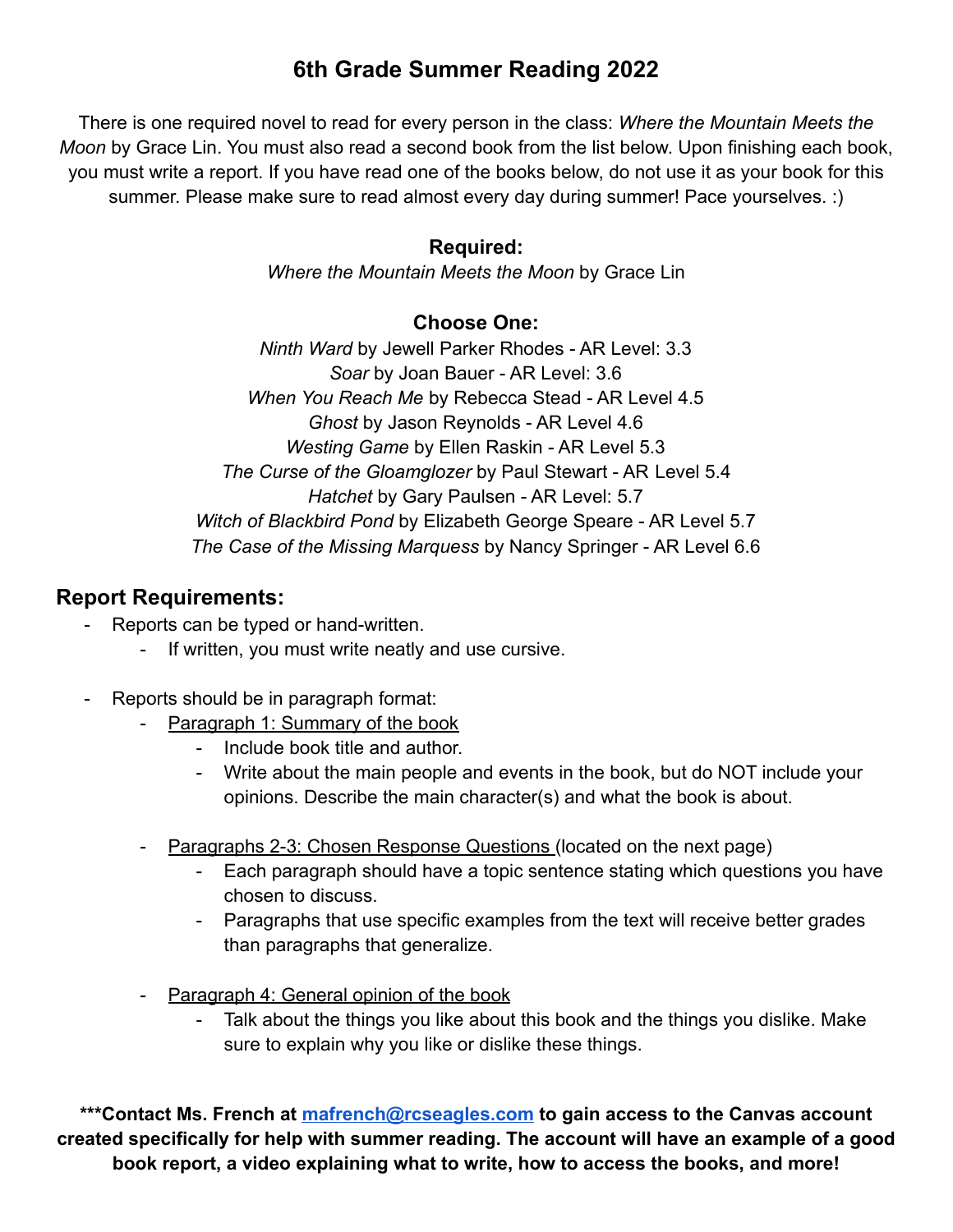# 6th Grade Summer Reading 2022

There is one required novel to read for every person in the class: *Where the Mountain Meets the Moon* by Grace Lin. You must also read a second book from the list below. Upon finishing each book, you must write a report. If you have read one of the books below, do not use it as your book for this summer. Please make sure to read almost every day during summer! Pace yourselves. :)

**Required:**

*Where the Mountain Meets the Moon* by Grace Lin

**Choose One:**

*Ninth Ward* by Jewell Parker Rhodes - AR Level: 3.3
*Soar* by Joan Bauer - AR Level: 3.6
*When You Reach Me* by Rebecca Stead - AR Level 4.5
*Ghost* by Jason Reynolds - AR Level 4.6
*Westing Game* by Ellen Raskin - AR Level 5.3
*The Curse of the Gloamglozer* by Paul Stewart - AR Level 5.4
*Hatchet* by Gary Paulsen - AR Level: 5.7
*Witch of Blackbird Pond* by Elizabeth George Speare - AR Level 5.7
*The Case of the Missing Marquess* by Nancy Springer - AR Level 6.6

## Report Requirements:

- Reports can be typed or hand-written.
    - If written, you must write neatly and use cursive.
- Reports should be in paragraph format:
    - Paragraph 1: Summary of the book
        - Include book title and author.
        - Write about the main people and events in the book, but do NOT include your opinions. Describe the main character(s) and what the book is about.
    - Paragraphs 2-3: Chosen Response Questions (located on the next page)
        - Each paragraph should have a topic sentence stating which questions you have chosen to discuss.
        - Paragraphs that use specific examples from the text will receive better grades than paragraphs that generalize.
    - Paragraph 4: General opinion of the book
        - Talk about the things you like about this book and the things you dislike. Make sure to explain why you like or dislike these things.

**\*\*\*Contact Ms. French at mafrench@rcseagles.com to gain access to the Canvas account created specifically for help with summer reading. The account will have an example of a good book report, a video explaining what to write, how to access the books, and more!**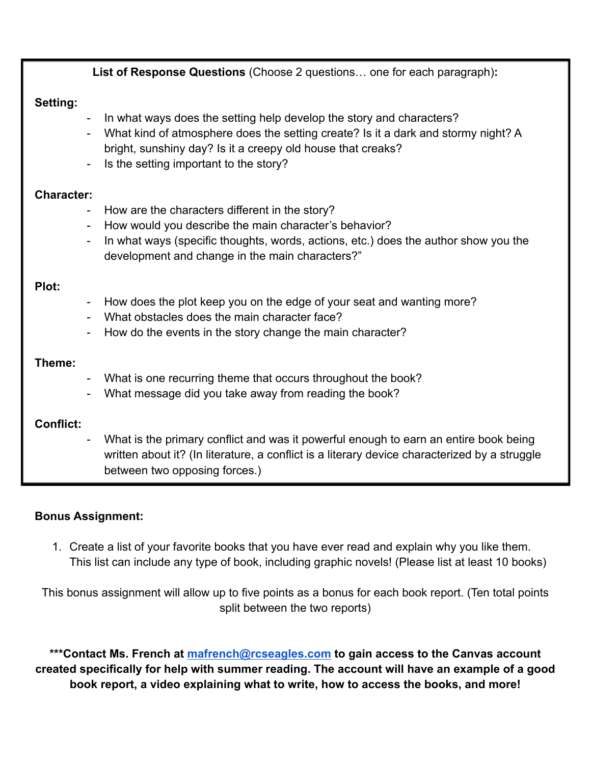**List of Response Questions** (Choose 2 questions… one for each paragraph)**:**

**Setting:**

- In what ways does the setting help develop the story and characters?
- What kind of atmosphere does the setting create? Is it a dark and stormy night? A bright, sunshiny day? Is it a creepy old house that creaks?
- Is the setting important to the story?

**Character:**

- How are the characters different in the story?
- How would you describe the main character's behavior?
- In what ways (specific thoughts, words, actions, etc.) does the author show you the development and change in the main characters?"

**Plot:**

- How does the plot keep you on the edge of your seat and wanting more?
- What obstacles does the main character face?
- How do the events in the story change the main character?

**Theme:**

- What is one recurring theme that occurs throughout the book?
- What message did you take away from reading the book?

**Conflict:**

- What is the primary conflict and was it powerful enough to earn an entire book being written about it? (In literature, a conflict is a literary device characterized by a struggle between two opposing forces.)

**Bonus Assignment:**

1. Create a list of your favorite books that you have ever read and explain why you like them. This list can include any type of book, including graphic novels! (Please list at least 10 books)

This bonus assignment will allow up to five points as a bonus for each book report. (Ten total points split between the two reports)

**\*\*\*Contact Ms. French at [mafrench@rcseagles.com](mailto:mafrench@rcseagles.com) to gain access to the Canvas account created specifically for help with summer reading. The account will have an example of a good book report, a video explaining what to write, how to access the books, and more!**